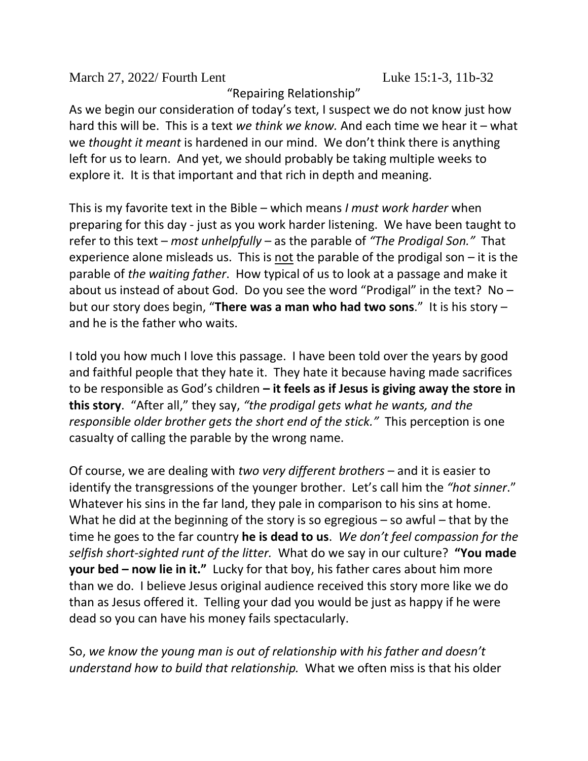March 27, 2022/ Fourth Lent                                        Luke 15:1-3, 11b-32

"Repairing Relationship"

As we begin our consideration of today's text, I suspect we do not know just how hard this will be. This is a text *we think we know.* And each time we hear it – what we *thought it meant* is hardened in our mind. We don't think there is anything left for us to learn. And yet, we should probably be taking multiple weeks to explore it. It is that important and that rich in depth and meaning.

This is my favorite text in the Bible – which means *I must work harder* when preparing for this day - just as you work harder listening. We have been taught to refer to this text – *most unhelpfully* – as the parable of *"The Prodigal Son."* That experience alone misleads us. This is <u>not</u> the parable of the prodigal son – it is the parable of *the waiting father*. How typical of us to look at a passage and make it about us instead of about God. Do you see the word "Prodigal" in the text? No – but our story does begin, "**There was a man who had two sons**." It is his story – and he is the father who waits.

I told you how much I love this passage. I have been told over the years by good and faithful people that they hate it. They hate it because having made sacrifices to be responsible as God's children **– it feels as if Jesus is giving away the store in this story**. "After all," they say, *"the prodigal gets what he wants, and the responsible older brother gets the short end of the stick."* This perception is one casualty of calling the parable by the wrong name.

Of course, we are dealing with *two very different brothers* – and it is easier to identify the transgressions of the younger brother. Let's call him the *"hot sinner*." Whatever his sins in the far land, they pale in comparison to his sins at home. What he did at the beginning of the story is so egregious – so awful – that by the time he goes to the far country **he is dead to us**. *We don't feel compassion for the selfish short-sighted runt of the litter.* What do we say in our culture? **"You made your bed – now lie in it."** Lucky for that boy, his father cares about him more than we do. I believe Jesus original audience received this story more like we do than as Jesus offered it. Telling your dad you would be just as happy if he were dead so you can have his money fails spectacularly.

So, *we know the young man is out of relationship with his father and doesn't understand how to build that relationship.* What we often miss is that his older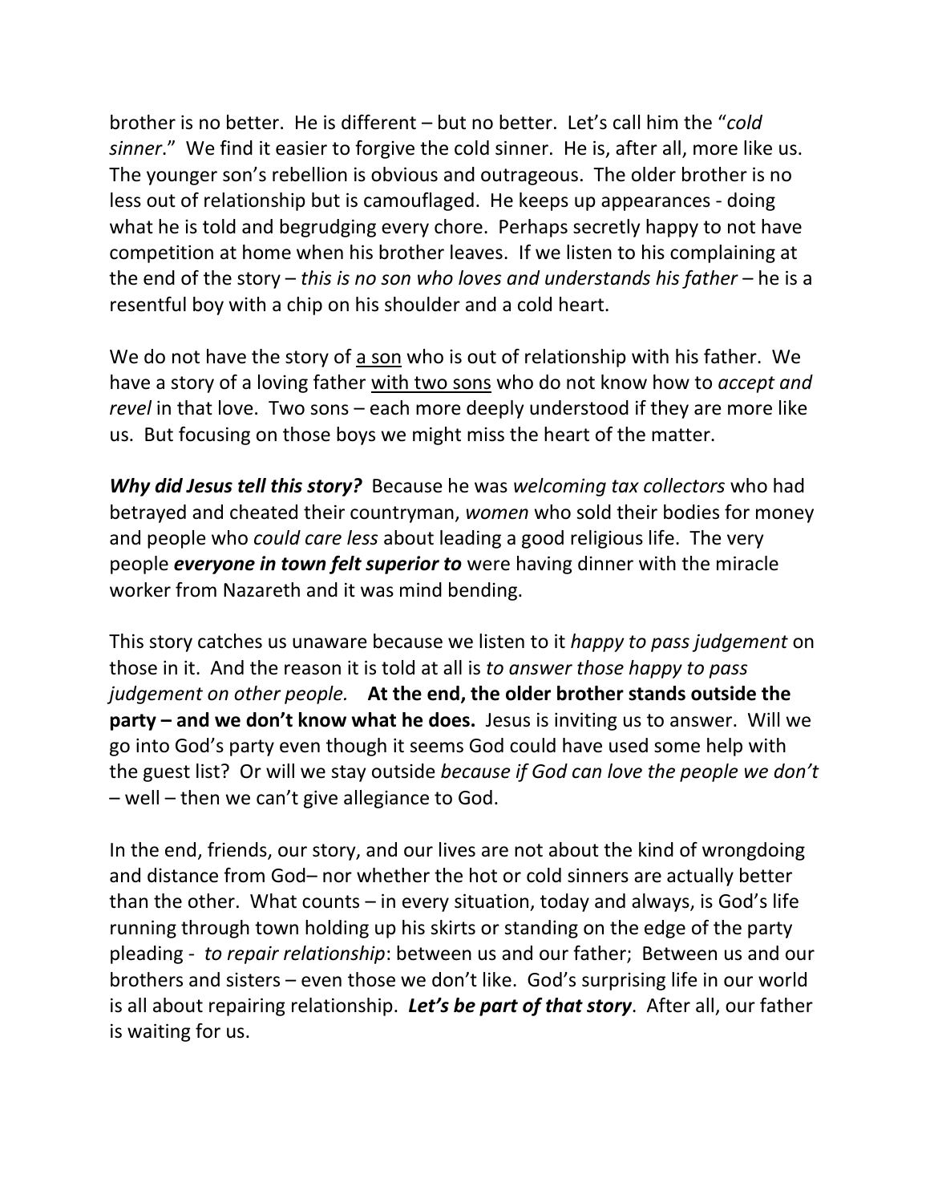brother is no better. He is different – but no better. Let's call him the "*cold sinner*." We find it easier to forgive the cold sinner. He is, after all, more like us. The younger son's rebellion is obvious and outrageous. The older brother is no less out of relationship but is camouflaged. He keeps up appearances - doing what he is told and begrudging every chore. Perhaps secretly happy to not have competition at home when his brother leaves. If we listen to his complaining at the end of the story – *this is no son who loves and understands his father* – he is a resentful boy with a chip on his shoulder and a cold heart.

We do not have the story of <u>a son</u> who is out of relationship with his father. We have a story of a loving father <u>with two sons</u> who do not know how to *accept and revel* in that love. Two sons – each more deeply understood if they are more like us. But focusing on those boys we might miss the heart of the matter.

***Why did Jesus tell this story?*** Because he was *welcoming tax collectors* who had betrayed and cheated their countryman, *women* who sold their bodies for money and people who *could care less* about leading a good religious life. The very people ***everyone in town felt superior to*** were having dinner with the miracle worker from Nazareth and it was mind bending.

This story catches us unaware because we listen to it *happy to pass judgement* on those in it. And the reason it is told at all is *to answer those happy to pass judgement on other people.* **At the end, the older brother stands outside the party – and we don't know what he does.** Jesus is inviting us to answer. Will we go into God's party even though it seems God could have used some help with the guest list? Or will we stay outside *because if God can love the people we don't* – well – then we can't give allegiance to God.

In the end, friends, our story, and our lives are not about the kind of wrongdoing and distance from God– nor whether the hot or cold sinners are actually better than the other. What counts – in every situation, today and always, is God's life running through town holding up his skirts or standing on the edge of the party pleading - *to repair relationship*: between us and our father; Between us and our brothers and sisters – even those we don't like. God's surprising life in our world is all about repairing relationship. ***Let's be part of that story***. After all, our father is waiting for us.